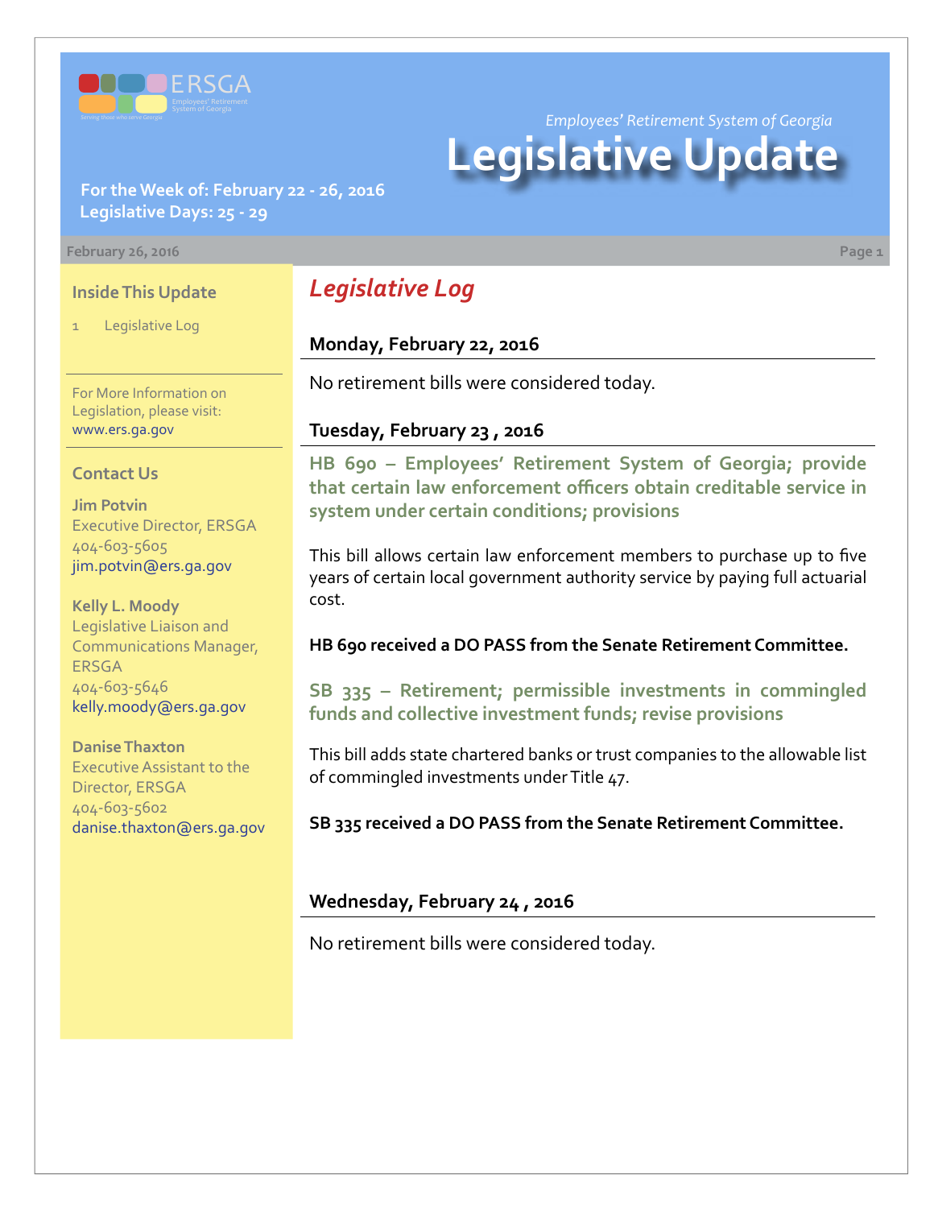ERSGA

Employees' Retirement System of Georgia

*Employees' Retirement System of Georgia*

# Legislative Update

**For the Week of: February 22 - 26, 2016**
**Legislative Days: 25 - 29**

February 26, 2016

### Inside This Update

1 Legislative Log

For More Information on Legislation, please visit: www.ers.ga.gov

### Contact Us

**Jim Potvin**
Executive Director, ERSGA
404-603-5605
jim.potvin@ers.ga.gov

**Kelly L. Moody**
Legislative Liaison and Communications Manager, ERSGA
404-603-5646
kelly.moody@ers.ga.gov

**Danise Thaxton**
Executive Assistant to the Director, ERSGA
404-603-5602
danise.thaxton@ers.ga.gov

## *Legislative Log*

### Monday, February 22, 2016

No retirement bills were considered today.

### Tuesday, February 23 , 2016

**HB 690 – Employees' Retirement System of Georgia; provide that certain law enforcement officers obtain creditable service in system under certain conditions; provisions**

This bill allows certain law enforcement members to purchase up to five years of certain local government authority service by paying full actuarial cost.

**HB 690 received a DO PASS from the Senate Retirement Committee.**

**SB 335 – Retirement; permissible investments in commingled funds and collective investment funds; revise provisions**

This bill adds state chartered banks or trust companies to the allowable list of commingled investments under Title 47.

**SB 335 received a DO PASS from the Senate Retirement Committee.**

### Wednesday, February 24 , 2016

No retirement bills were considered today.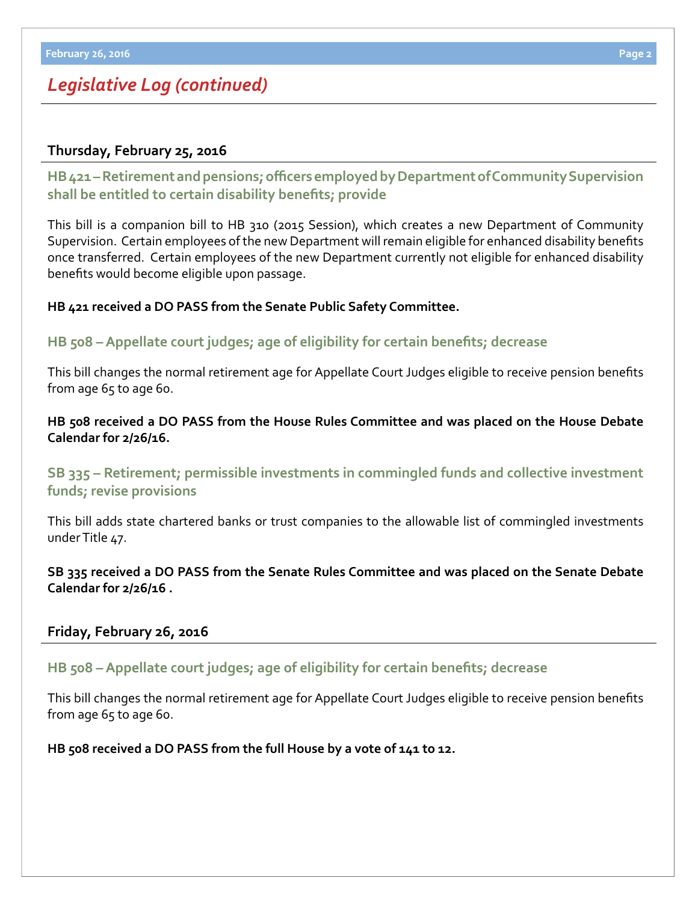# Legislative Log (continued)

## Thursday, February 25, 2016

### HB 421 – Retirement and pensions; officers employed by Department of Community Supervision shall be entitled to certain disability benefits; provide

This bill is a companion bill to HB 310 (2015 Session), which creates a new Department of Community Supervision. Certain employees of the new Department will remain eligible for enhanced disability benefits once transferred. Certain employees of the new Department currently not eligible for enhanced disability benefits would become eligible upon passage.

**HB 421 received a DO PASS from the Senate Public Safety Committee.**

### HB 508 – Appellate court judges; age of eligibility for certain benefits; decrease

This bill changes the normal retirement age for Appellate Court Judges eligible to receive pension benefits from age 65 to age 60.

**HB 508 received a DO PASS from the House Rules Committee and was placed on the House Debate Calendar for 2/26/16.**

### SB 335 – Retirement; permissible investments in commingled funds and collective investment funds; revise provisions

This bill adds state chartered banks or trust companies to the allowable list of commingled investments under Title 47.

**SB 335 received a DO PASS from the Senate Rules Committee and was placed on the Senate Debate Calendar for 2/26/16 .**

## Friday, February 26, 2016

### HB 508 – Appellate court judges; age of eligibility for certain benefits; decrease

This bill changes the normal retirement age for Appellate Court Judges eligible to receive pension benefits from age 65 to age 60.

**HB 508 received a DO PASS from the full House by a vote of 141 to 12.**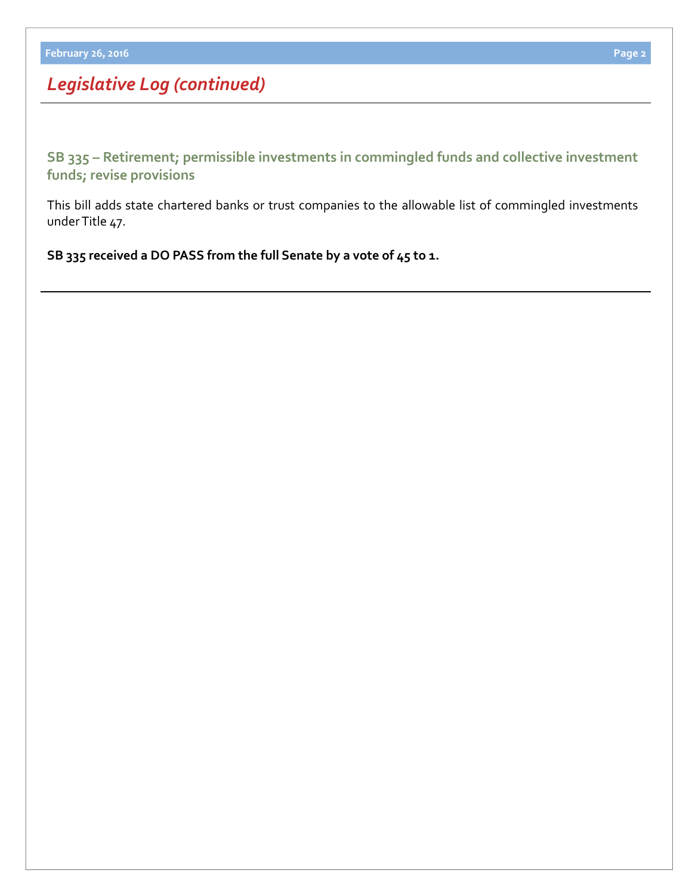## Legislative Log (continued)

### SB 335 – Retirement; permissible investments in commingled funds and collective investment funds; revise provisions

This bill adds state chartered banks or trust companies to the allowable list of commingled investments under Title 47.

**SB 335 received a DO PASS from the full Senate by a vote of 45 to 1.**